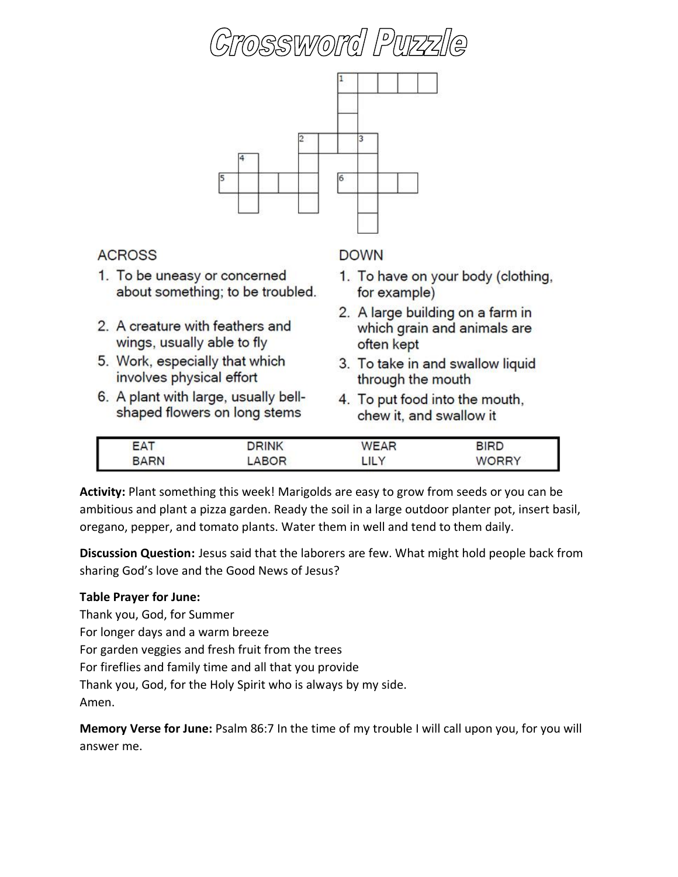# Crossword Puzzle

**ACROSS**

1. To be uneasy or concerned about something; to be troubled.
2. A creature with feathers and wings, usually able to fly
5. Work, especially that which involves physical effort
6. A plant with large, usually bell-shaped flowers on long stems

**DOWN**

1. To have on your body (clothing, for example)
2. A large building on a farm in which grain and animals are often kept
3. To take in and swallow liquid through the mouth
4. To put food into the mouth, chew it, and swallow it

| EAT | DRINK | WEAR | BIRD |
|---|---|---|---|
| BARN | LABOR | LILY | WORRY |

**Activity:** Plant something this week! Marigolds are easy to grow from seeds or you can be ambitious and plant a pizza garden. Ready the soil in a large outdoor planter pot, insert basil, oregano, pepper, and tomato plants. Water them in well and tend to them daily.

**Discussion Question:** Jesus said that the laborers are few. What might hold people back from sharing God's love and the Good News of Jesus?

**Table Prayer for June:**

Thank you, God, for Summer
For longer days and a warm breeze
For garden veggies and fresh fruit from the trees
For fireflies and family time and all that you provide
Thank you, God, for the Holy Spirit who is always by my side.
Amen.

**Memory Verse for June:** Psalm 86:7 In the time of my trouble I will call upon you, for you will answer me.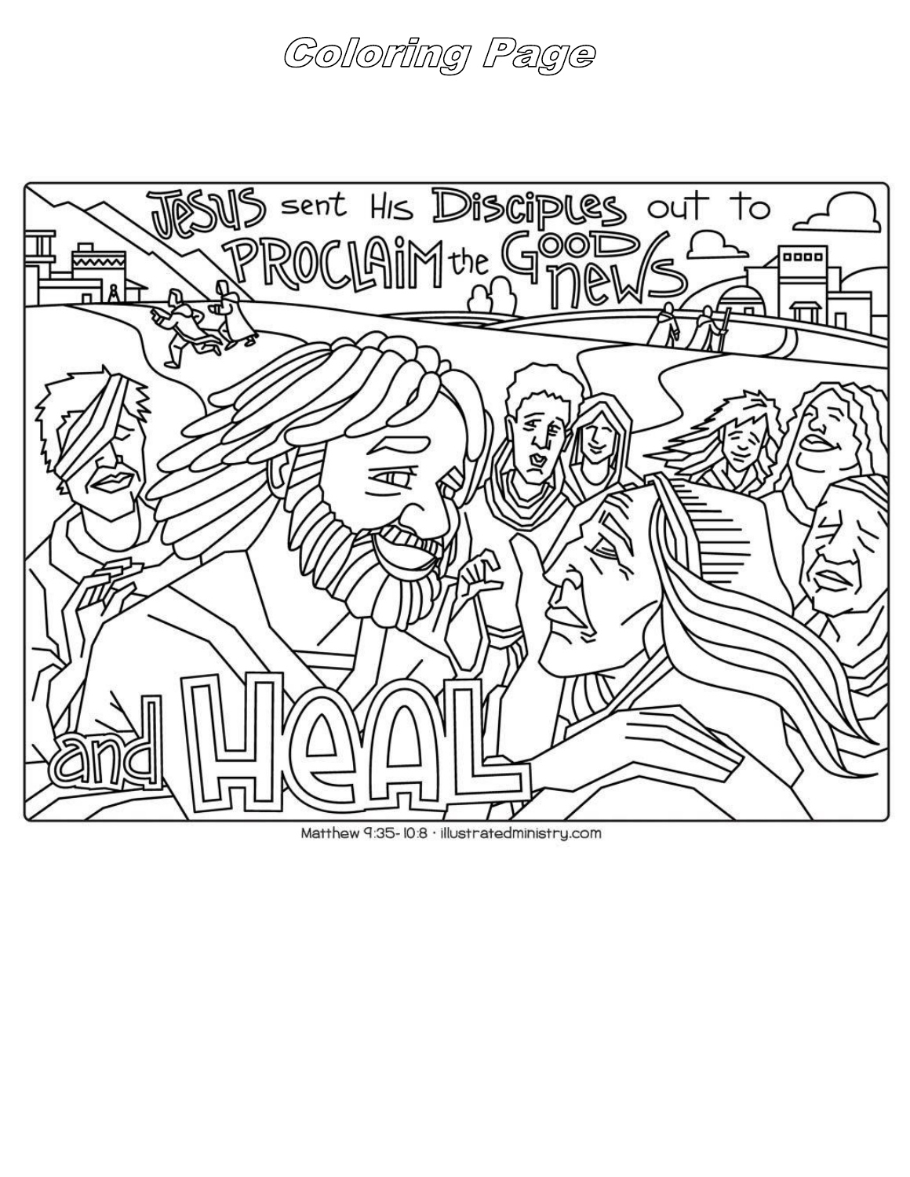# Coloring Page

JESUS sent His Disciples out to PROCLAIM the GOOD NEWS and HEAL

Matthew 9:35-10:8 · illustratedministry.com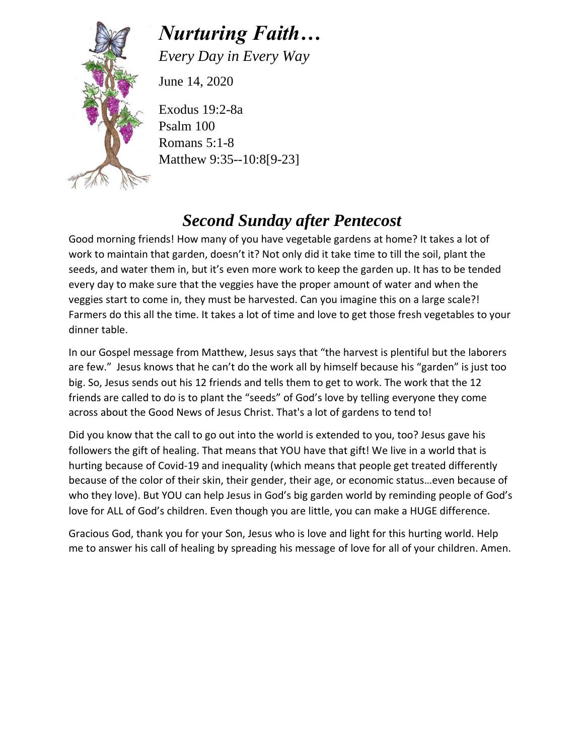# *Nurturing Faith…*

*Every Day in Every Way*

June 14, 2020

Exodus 19:2-8a
Psalm 100
Romans 5:1-8
Matthew 9:35--10:8[9-23]

## *Second Sunday after Pentecost*

Good morning friends! How many of you have vegetable gardens at home? It takes a lot of work to maintain that garden, doesn't it? Not only did it take time to till the soil, plant the seeds, and water them in, but it's even more work to keep the garden up. It has to be tended every day to make sure that the veggies have the proper amount of water and when the veggies start to come in, they must be harvested. Can you imagine this on a large scale?! Farmers do this all the time. It takes a lot of time and love to get those fresh vegetables to your dinner table.

In our Gospel message from Matthew, Jesus says that "the harvest is plentiful but the laborers are few." Jesus knows that he can't do the work all by himself because his "garden" is just too big. So, Jesus sends out his 12 friends and tells them to get to work. The work that the 12 friends are called to do is to plant the "seeds" of God's love by telling everyone they come across about the Good News of Jesus Christ. That's a lot of gardens to tend to!

Did you know that the call to go out into the world is extended to you, too? Jesus gave his followers the gift of healing. That means that YOU have that gift! We live in a world that is hurting because of Covid-19 and inequality (which means that people get treated differently because of the color of their skin, their gender, their age, or economic status…even because of who they love). But YOU can help Jesus in God's big garden world by reminding people of God's love for ALL of God's children. Even though you are little, you can make a HUGE difference.

Gracious God, thank you for your Son, Jesus who is love and light for this hurting world. Help me to answer his call of healing by spreading his message of love for all of your children. Amen.